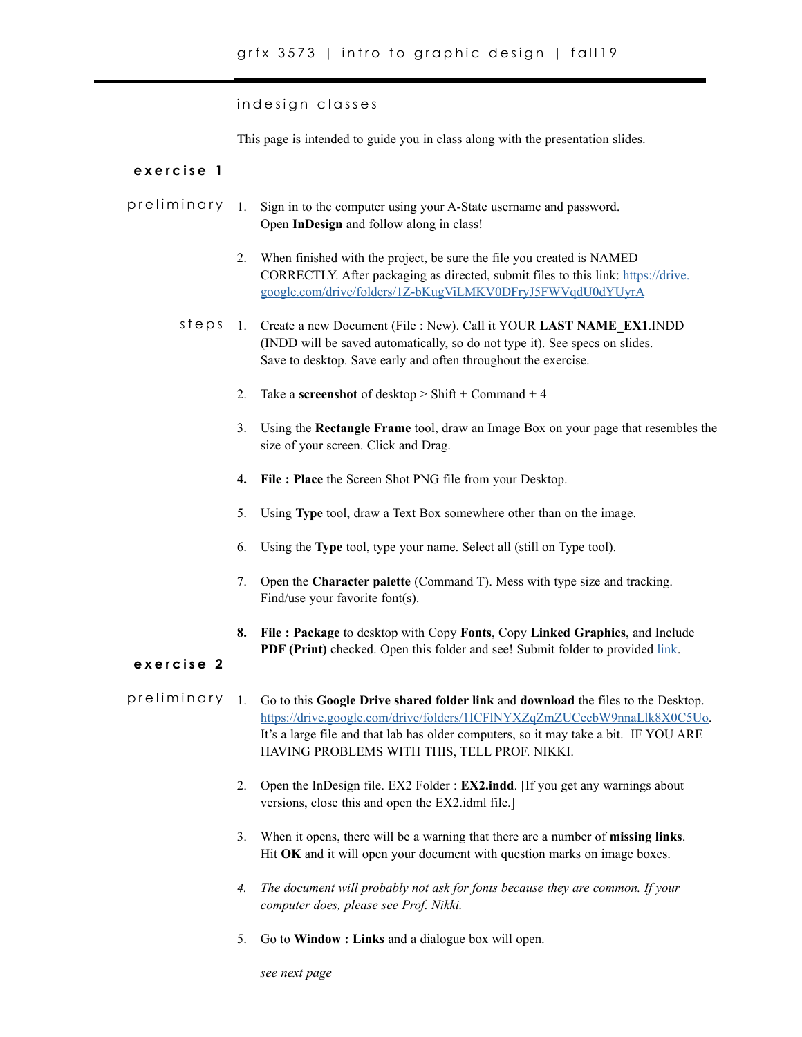# grfx 3573 | intro to graphic design | fall19

## indesign classes

This page is intended to guide you in class along with the presentation slides.

## exercise 1

### preliminary

1. Sign in to the computer using your A-State username and password. Open **InDesign** and follow along in class!

2. When finished with the project, be sure the file you created is NAMED CORRECTLY. After packaging as directed, submit files to this link: [https://drive.google.com/drive/folders/1Z-bKugViLMKV0DFryJ5FWVqdU0dYUyrA](https://drive.google.com/drive/folders/1Z-bKugViLMKV0DFryJ5FWVqdU0dYUyrA)

### steps

1. Create a new Document (File : New). Call it YOUR **LAST NAME_EX1**.INDD (INDD will be saved automatically, so do not type it). See specs on slides. Save to desktop. Save early and often throughout the exercise.

2. Take a **screenshot** of desktop > Shift + Command + 4

3. Using the **Rectangle Frame** tool, draw an Image Box on your page that resembles the size of your screen. Click and Drag.

4. **File : Place** the Screen Shot PNG file from your Desktop.

5. Using **Type** tool, draw a Text Box somewhere other than on the image.

6. Using the **Type** tool, type your name. Select all (still on Type tool).

7. Open the **Character palette** (Command T). Mess with type size and tracking. Find/use your favorite font(s).

8. **File : Package** to desktop with Copy **Fonts**, Copy **Linked Graphics**, and Include **PDF (Print)** checked. Open this folder and see! Submit folder to provided link.

## exercise 2

### preliminary

1. Go to this **Google Drive shared folder link** and **download** the files to the Desktop. [https://drive.google.com/drive/folders/1ICFlNYXZqZmZUCecbW9nnaLlk8X0C5Uo](https://drive.google.com/drive/folders/1ICFlNYXZqZmZUCecbW9nnaLlk8X0C5Uo). It's a large file and that lab has older computers, so it may take a bit. IF YOU ARE HAVING PROBLEMS WITH THIS, TELL PROF. NIKKI.

2. Open the InDesign file. EX2 Folder : **EX2.indd**. [If you get any warnings about versions, close this and open the EX2.idml file.]

3. When it opens, there will be a warning that there are a number of **missing links**. Hit **OK** and it will open your document with question marks on image boxes.

4. *The document will probably not ask for fonts because they are common. If your computer does, please see Prof. Nikki.*

5. Go to **Window : Links** and a dialogue box will open.

*see next page*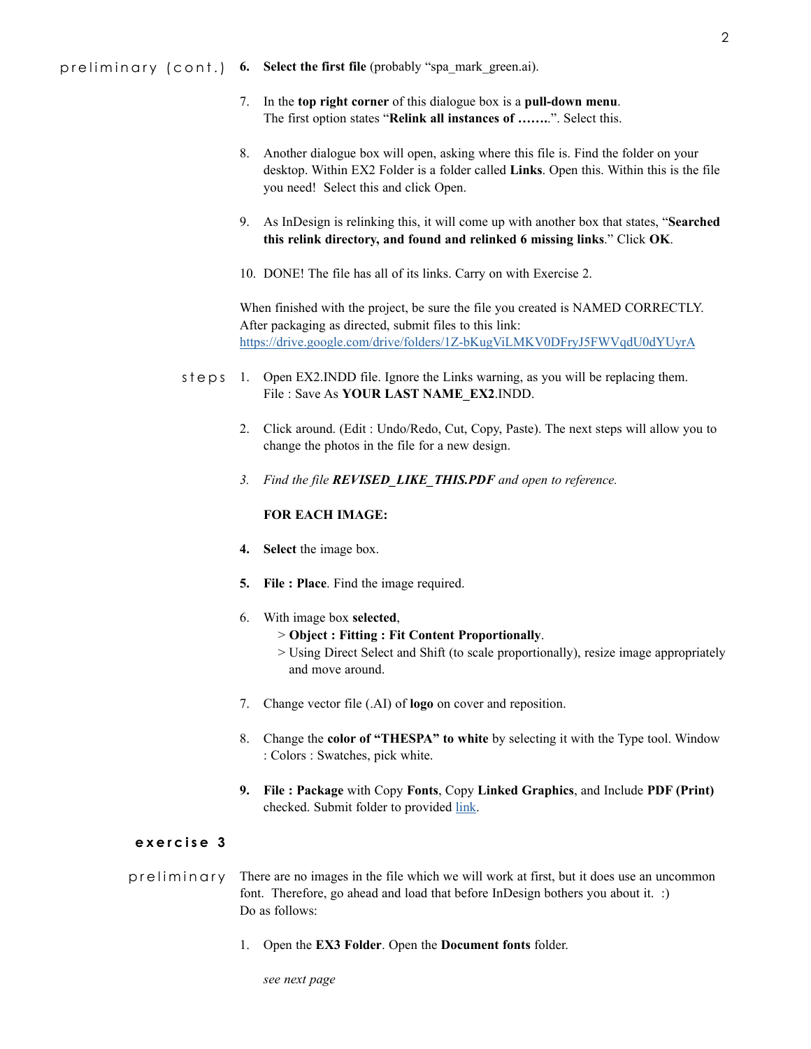preliminary (cont.)

6. **Select the first file** (probably "spa_mark_green.ai).

7. In the **top right corner** of this dialogue box is a **pull-down menu**. The first option states "**Relink all instances of ……..**". Select this.

8. Another dialogue box will open, asking where this file is. Find the folder on your desktop. Within EX2 Folder is a folder called **Links**. Open this. Within this is the file you need! Select this and click Open.

9. As InDesign is relinking this, it will come up with another box that states, "**Searched this relink directory, and found and relinked 6 missing links**." Click **OK**.

10. DONE! The file has all of its links. Carry on with Exercise 2.

When finished with the project, be sure the file you created is NAMED CORRECTLY. After packaging as directed, submit files to this link:
[https://drive.google.com/drive/folders/1Z-bKugViLMKV0DFryJ5FWVqdU0dYUyrA](https://drive.google.com/drive/folders/1Z-bKugViLMKV0DFryJ5FWVqdU0dYUyrA)

steps

1. Open EX2.INDD file. Ignore the Links warning, as you will be replacing them. File : Save As **YOUR LAST NAME_EX2**.INDD.

2. Click around. (Edit : Undo/Redo, Cut, Copy, Paste). The next steps will allow you to change the photos in the file for a new design.

3. *Find the file **REVISED_LIKE_THIS.PDF** and open to reference.*

**FOR EACH IMAGE:**

4. **Select** the image box.

5. **File : Place**. Find the image required.

6. With image box **selected**,
   > **Object : Fitting : Fit Content Proportionally**.
   > Using Direct Select and Shift (to scale proportionally), resize image appropriately and move around.

7. Change vector file (.AI) of **logo** on cover and reposition.

8. Change the **color of "THESPA" to white** by selecting it with the Type tool. Window : Colors : Swatches, pick white.

9. **File : Package** with Copy **Fonts**, Copy **Linked Graphics**, and Include **PDF (Print)** checked. Submit folder to provided link.

## exercise 3

preliminary

There are no images in the file which we will work at first, but it does use an uncommon font. Therefore, go ahead and load that before InDesign bothers you about it. :)
Do as follows:

1. Open the **EX3 Folder**. Open the **Document fonts** folder.

*see next page*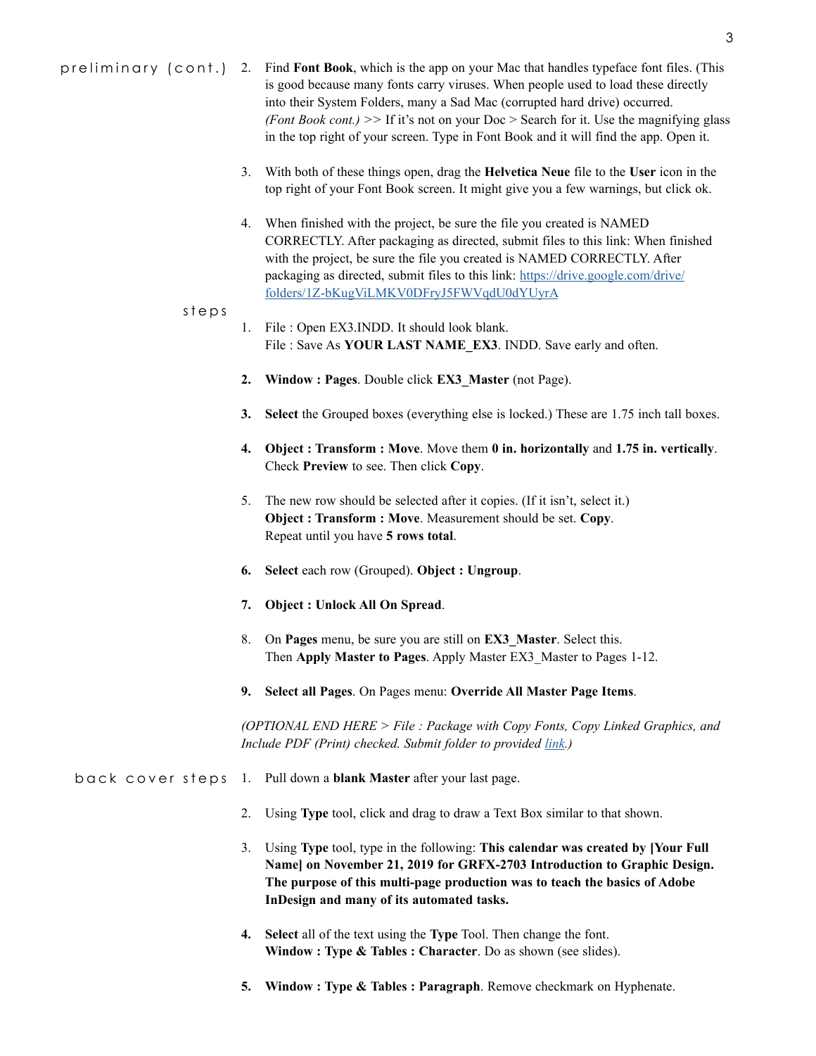## preliminary (cont.)

2. Find **Font Book**, which is the app on your Mac that handles typeface font files. (This is good because many fonts carry viruses. When people used to load these directly into their System Folders, many a Sad Mac (corrupted hard drive) occurred. *(Font Book cont.)* >> If it's not on your Doc > Search for it. Use the magnifying glass in the top right of your screen. Type in Font Book and it will find the app. Open it.

3. With both of these things open, drag the **Helvetica Neue** file to the **User** icon in the top right of your Font Book screen. It might give you a few warnings, but click ok.

4. When finished with the project, be sure the file you created is NAMED CORRECTLY. After packaging as directed, submit files to this link: When finished with the project, be sure the file you created is NAMED CORRECTLY. After packaging as directed, submit files to this link: [https://drive.google.com/drive/folders/1Z-bKugViLMKV0DFryJ5FWVqdU0dYUyrA](https://drive.google.com/drive/folders/1Z-bKugViLMKV0DFryJ5FWVqdU0dYUyrA)

## steps

1. File : Open EX3.INDD. It should look blank.
   File : Save As **YOUR LAST NAME_EX3**. INDD. Save early and often.

2. **Window : Pages**. Double click **EX3_Master** (not Page).

3. **Select** the Grouped boxes (everything else is locked.) These are 1.75 inch tall boxes.

4. **Object : Transform : Move**. Move them **0 in. horizontally** and **1.75 in. vertically**. Check **Preview** to see. Then click **Copy**.

5. The new row should be selected after it copies. (If it isn't, select it.)
   **Object : Transform : Move**. Measurement should be set. **Copy**.
   Repeat until you have **5 rows total**.

6. **Select** each row (Grouped). **Object : Ungroup**.

7. **Object : Unlock All On Spread**.

8. On **Pages** menu, be sure you are still on **EX3_Master**. Select this.
   Then **Apply Master to Pages**. Apply Master EX3_Master to Pages 1-12.

9. **Select all Pages**. On Pages menu: **Override All Master Page Items**.

*(OPTIONAL END HERE > File : Package with Copy Fonts, Copy Linked Graphics, and Include PDF (Print) checked. Submit folder to provided link.)*

## back cover steps

1. Pull down a **blank Master** after your last page.

2. Using **Type** tool, click and drag to draw a Text Box similar to that shown.

3. Using **Type** tool, type in the following: **This calendar was created by [Your Full Name] on November 21, 2019 for GRFX-2703 Introduction to Graphic Design. The purpose of this multi-page production was to teach the basics of Adobe InDesign and many of its automated tasks.**

4. **Select** all of the text using the **Type** Tool. Then change the font.
   **Window : Type & Tables : Character**. Do as shown (see slides).

5. **Window : Type & Tables : Paragraph**. Remove checkmark on Hyphenate.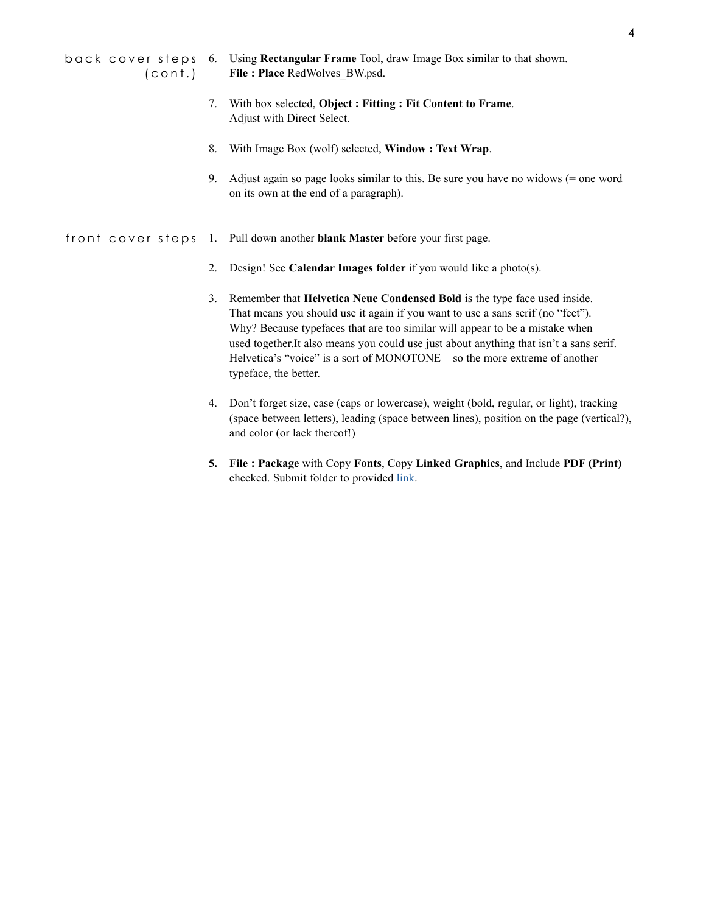## back cover steps (cont.)

6. Using **Rectangular Frame** Tool, draw Image Box similar to that shown.
   **File : Place** RedWolves_BW.psd.

7. With box selected, **Object : Fitting : Fit Content to Frame**.
   Adjust with Direct Select.

8. With Image Box (wolf) selected, **Window : Text Wrap**.

9. Adjust again so page looks similar to this. Be sure you have no widows (= one word on its own at the end of a paragraph).

## front cover steps

1. Pull down another **blank Master** before your first page.

2. Design! See **Calendar Images folder** if you would like a photo(s).

3. Remember that **Helvetica Neue Condensed Bold** is the type face used inside.
   That means you should use it again if you want to use a sans serif (no "feet").
   Why? Because typefaces that are too similar will appear to be a mistake when used together.It also means you could use just about anything that isn't a sans serif.
   Helvetica's "voice" is a sort of MONOTONE – so the more extreme of another typeface, the better.

4. Don't forget size, case (caps or lowercase), weight (bold, regular, or light), tracking (space between letters), leading (space between lines), position on the page (vertical?), and color (or lack thereof!)

5. **File : Package** with Copy **Fonts**, Copy **Linked Graphics**, and Include **PDF (Print)** checked. Submit folder to provided link.